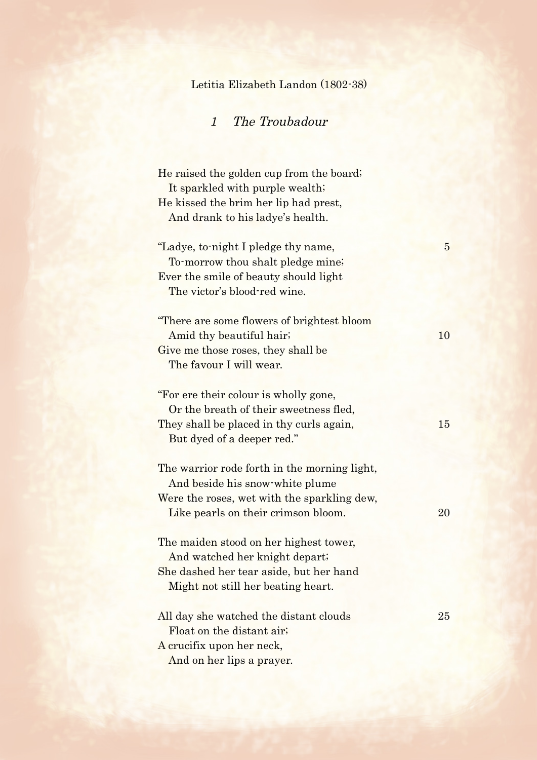Letitia Elizabeth Landon (1802-38)

## *1 The Troubadour*

He raised the golden cup from the board;  
  It sparkled with purple wealth;  
He kissed the brim her lip had prest,  
  And drank to his ladye's health.

"Ladye, to-night I pledge thy name, 5  
  To-morrow thou shalt pledge mine;  
Ever the smile of beauty should light  
  The victor's blood-red wine.

"There are some flowers of brightest bloom  
  Amid thy beautiful hair; 10  
Give me those roses, they shall be  
  The favour I will wear.

"For ere their colour is wholly gone,  
  Or the breath of their sweetness fled,  
They shall be placed in thy curls again, 15  
  But dyed of a deeper red."

The warrior rode forth in the morning light,  
  And beside his snow-white plume  
Were the roses, wet with the sparkling dew,  
  Like pearls on their crimson bloom. 20

The maiden stood on her highest tower,  
  And watched her knight depart;  
She dashed her tear aside, but her hand  
  Might not still her beating heart.

All day she watched the distant clouds 25  
  Float on the distant air;  
A crucifix upon her neck,  
  And on her lips a prayer.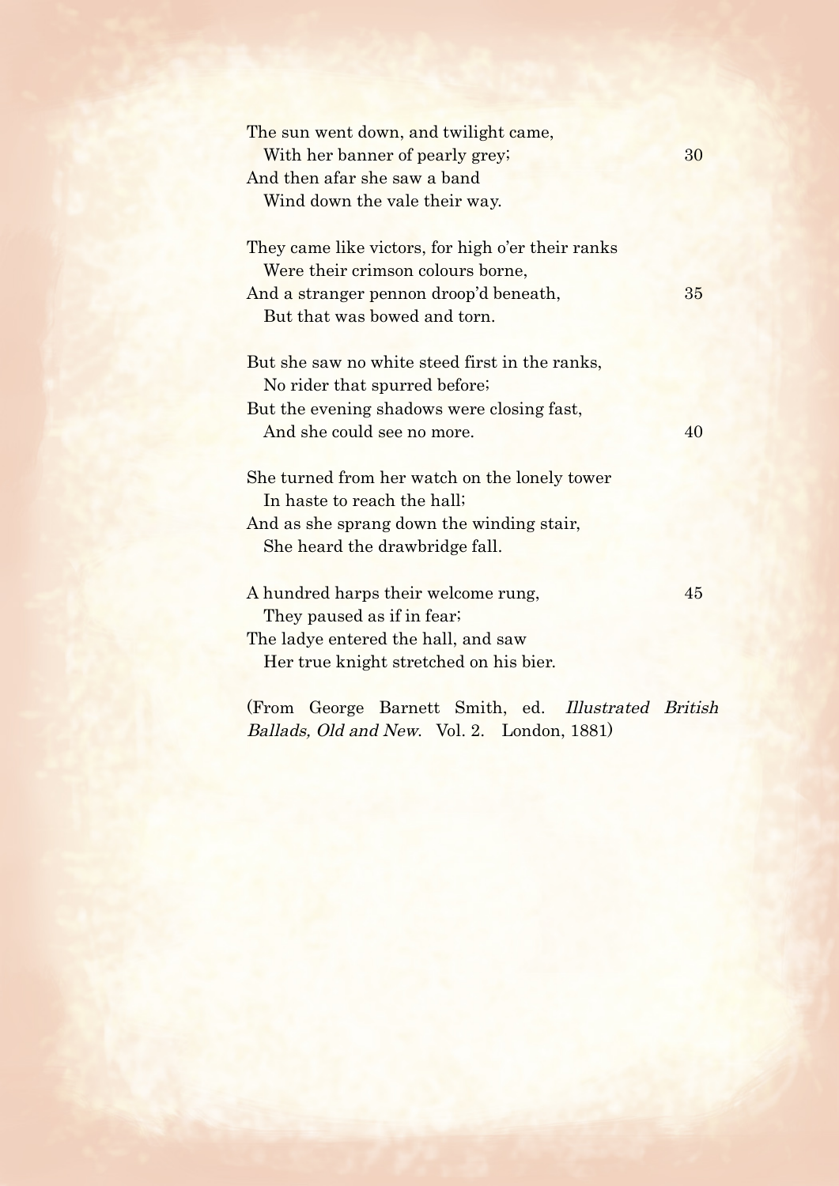The sun went down, and twilight came,
  With her banner of pearly grey;                    30
And then afar she saw a band
  Wind down the vale their way.

They came like victors, for high o'er their ranks
  Were their crimson colours borne,
And a stranger pennon droop'd beneath,              35
  But that was bowed and torn.

But she saw no white steed first in the ranks,
  No rider that spurred before;
But the evening shadows were closing fast,
  And she could see no more.                         40

She turned from her watch on the lonely tower
  In haste to reach the hall;
And as she sprang down the winding stair,
  She heard the drawbridge fall.

A hundred harps their welcome rung,                 45
  They paused as if in fear;
The ladye entered the hall, and saw
  Her true knight stretched on his bier.

(From George Barnett Smith, ed. *Illustrated British Ballads, Old and New*. Vol. 2. London, 1881)